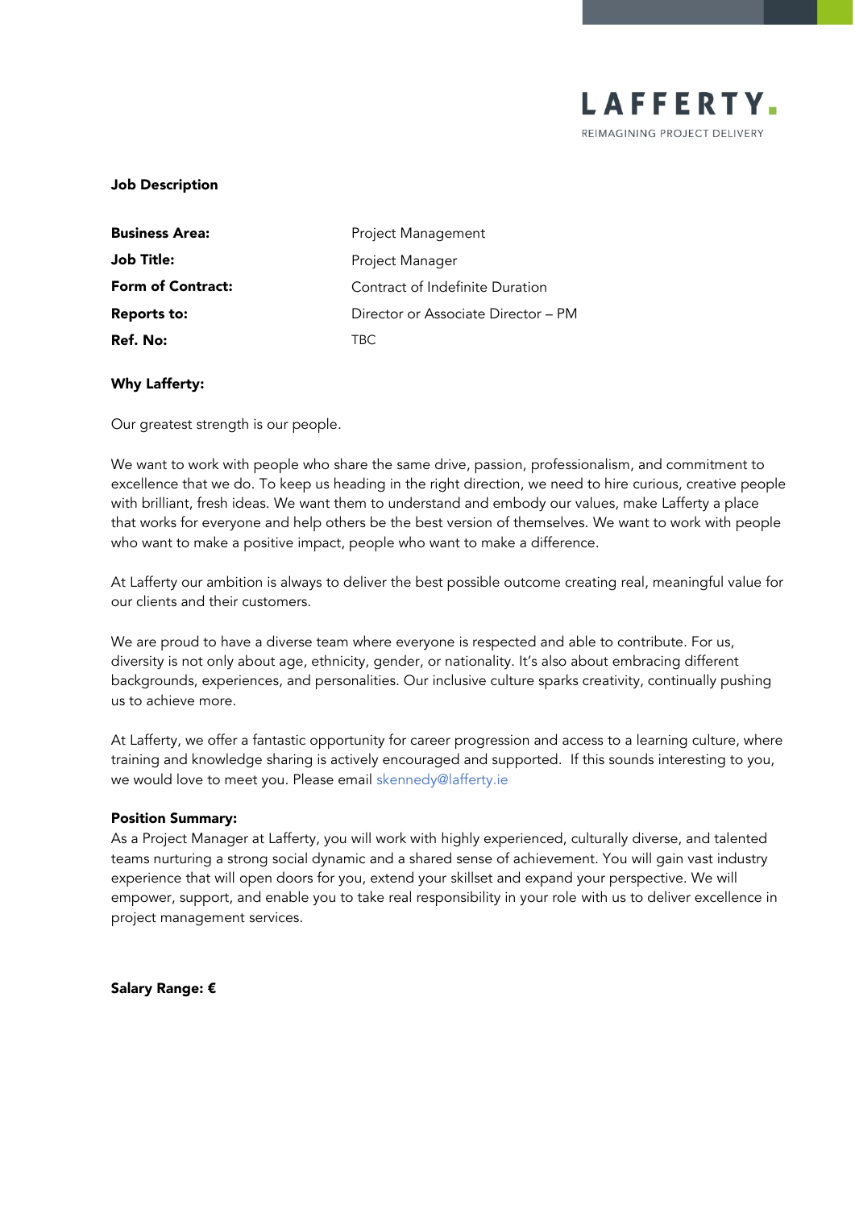LAFFERTY.

REIMAGINING PROJECT DELIVERY

**Job Description**

| | |
|---|---|
| **Business Area:** | Project Management |
| **Job Title:** | Project Manager |
| **Form of Contract:** | Contract of Indefinite Duration |
| **Reports to:** | Director or Associate Director – PM |
| **Ref. No:** | TBC |

**Why Lafferty:**

Our greatest strength is our people.

We want to work with people who share the same drive, passion, professionalism, and commitment to excellence that we do. To keep us heading in the right direction, we need to hire curious, creative people with brilliant, fresh ideas. We want them to understand and embody our values, make Lafferty a place that works for everyone and help others be the best version of themselves. We want to work with people who want to make a positive impact, people who want to make a difference.

At Lafferty our ambition is always to deliver the best possible outcome creating real, meaningful value for our clients and their customers.

We are proud to have a diverse team where everyone is respected and able to contribute. For us, diversity is not only about age, ethnicity, gender, or nationality. It's also about embracing different backgrounds, experiences, and personalities. Our inclusive culture sparks creativity, continually pushing us to achieve more.

At Lafferty, we offer a fantastic opportunity for career progression and access to a learning culture, where training and knowledge sharing is actively encouraged and supported. If this sounds interesting to you, we would love to meet you. Please email skennedy@lafferty.ie

**Position Summary:**
As a Project Manager at Lafferty, you will work with highly experienced, culturally diverse, and talented teams nurturing a strong social dynamic and a shared sense of achievement. You will gain vast industry experience that will open doors for you, extend your skillset and expand your perspective. We will empower, support, and enable you to take real responsibility in your role with us to deliver excellence in project management services.

**Salary Range: €**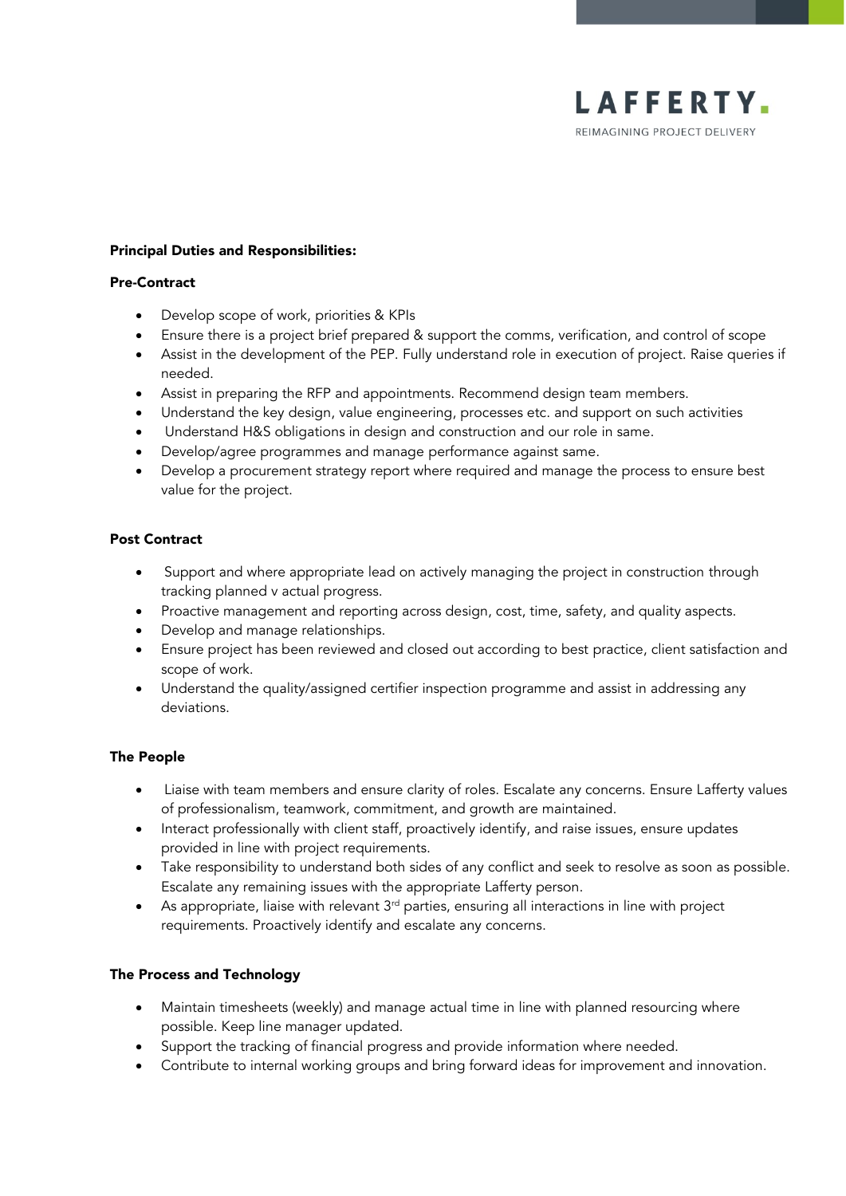**Principal Duties and Responsibilities:**

**Pre-Contract**

- Develop scope of work, priorities & KPIs
- Ensure there is a project brief prepared & support the comms, verification, and control of scope
- Assist in the development of the PEP. Fully understand role in execution of project. Raise queries if needed.
- Assist in preparing the RFP and appointments. Recommend design team members.
- Understand the key design, value engineering, processes etc. and support on such activities
- Understand H&S obligations in design and construction and our role in same.
- Develop/agree programmes and manage performance against same.
- Develop a procurement strategy report where required and manage the process to ensure best value for the project.

**Post Contract**

- Support and where appropriate lead on actively managing the project in construction through tracking planned v actual progress.
- Proactive management and reporting across design, cost, time, safety, and quality aspects.
- Develop and manage relationships.
- Ensure project has been reviewed and closed out according to best practice, client satisfaction and scope of work.
- Understand the quality/assigned certifier inspection programme and assist in addressing any deviations.

**The People**

- Liaise with team members and ensure clarity of roles. Escalate any concerns. Ensure Lafferty values of professionalism, teamwork, commitment, and growth are maintained.
- Interact professionally with client staff, proactively identify, and raise issues, ensure updates provided in line with project requirements.
- Take responsibility to understand both sides of any conflict and seek to resolve as soon as possible. Escalate any remaining issues with the appropriate Lafferty person.
- As appropriate, liaise with relevant 3rd parties, ensuring all interactions in line with project requirements. Proactively identify and escalate any concerns.

**The Process and Technology**

- Maintain timesheets (weekly) and manage actual time in line with planned resourcing where possible. Keep line manager updated.
- Support the tracking of financial progress and provide information where needed.
- Contribute to internal working groups and bring forward ideas for improvement and innovation.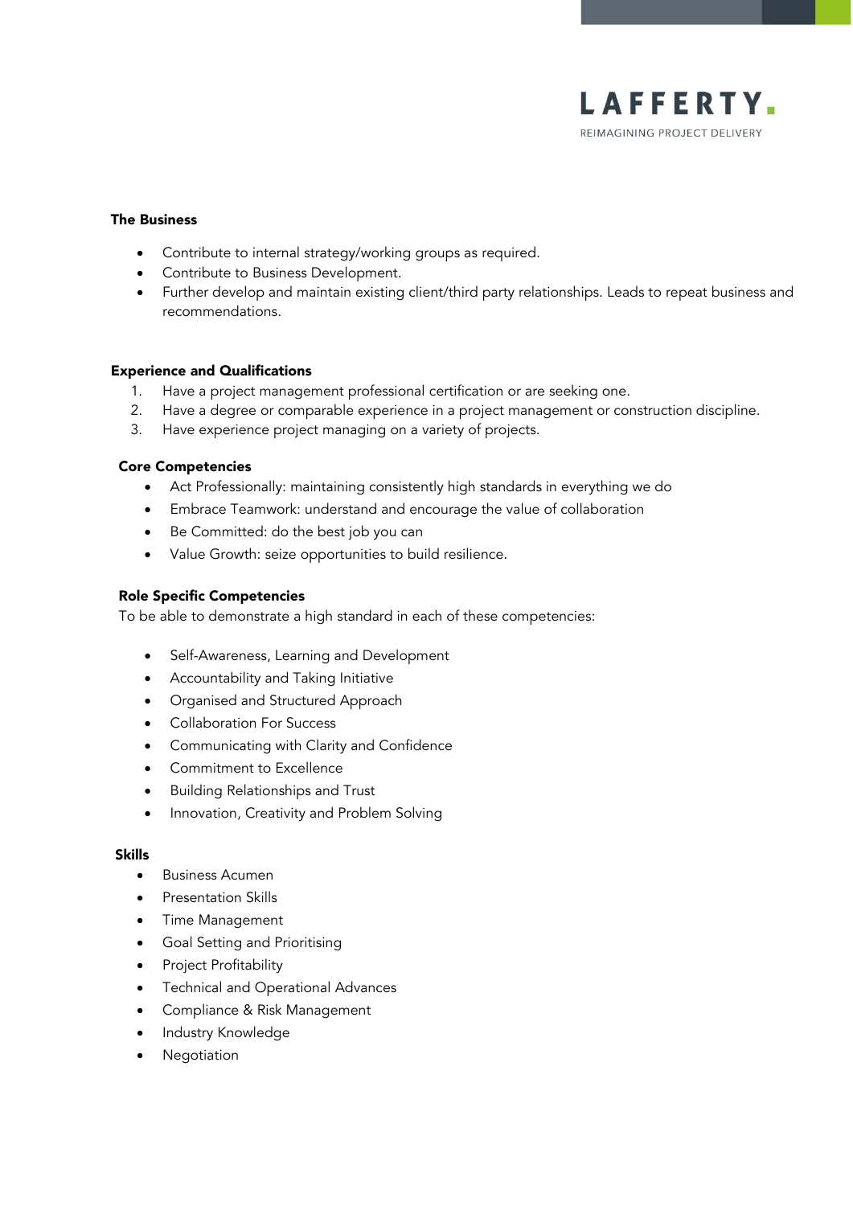### The Business

- Contribute to internal strategy/working groups as required.
- Contribute to Business Development.
- Further develop and maintain existing client/third party relationships. Leads to repeat business and recommendations.

### Experience and Qualifications

1. Have a project management professional certification or are seeking one.
2. Have a degree or comparable experience in a project management or construction discipline.
3. Have experience project managing on a variety of projects.

### Core Competencies

- Act Professionally: maintaining consistently high standards in everything we do
- Embrace Teamwork: understand and encourage the value of collaboration
- Be Committed: do the best job you can
- Value Growth: seize opportunities to build resilience.

### Role Specific Competencies

To be able to demonstrate a high standard in each of these competencies:

- Self-Awareness, Learning and Development
- Accountability and Taking Initiative
- Organised and Structured Approach
- Collaboration For Success
- Communicating with Clarity and Confidence
- Commitment to Excellence
- Building Relationships and Trust
- Innovation, Creativity and Problem Solving

### Skills

- Business Acumen
- Presentation Skills
- Time Management
- Goal Setting and Prioritising
- Project Profitability
- Technical and Operational Advances
- Compliance & Risk Management
- Industry Knowledge
- Negotiation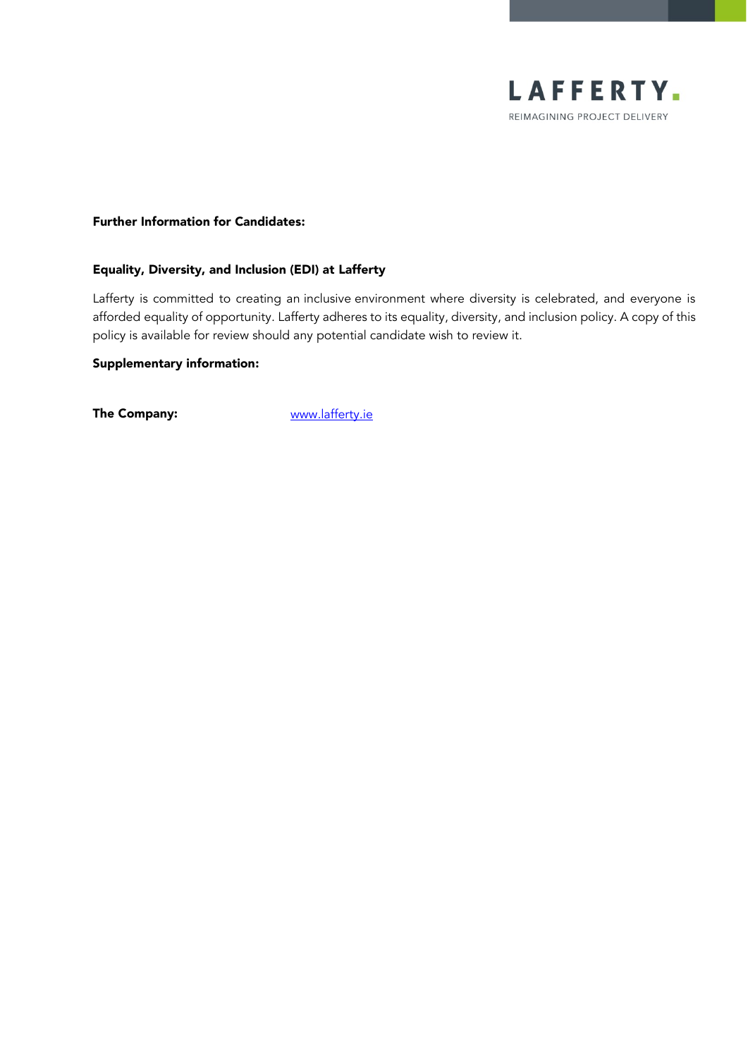**Further Information for Candidates:**

**Equality, Diversity, and Inclusion (EDI) at Lafferty**

Lafferty is committed to creating an inclusive environment where diversity is celebrated, and everyone is afforded equality of opportunity. Lafferty adheres to its equality, diversity, and inclusion policy. A copy of this policy is available for review should any potential candidate wish to review it.

**Supplementary information:**

**The Company:** www.lafferty.ie